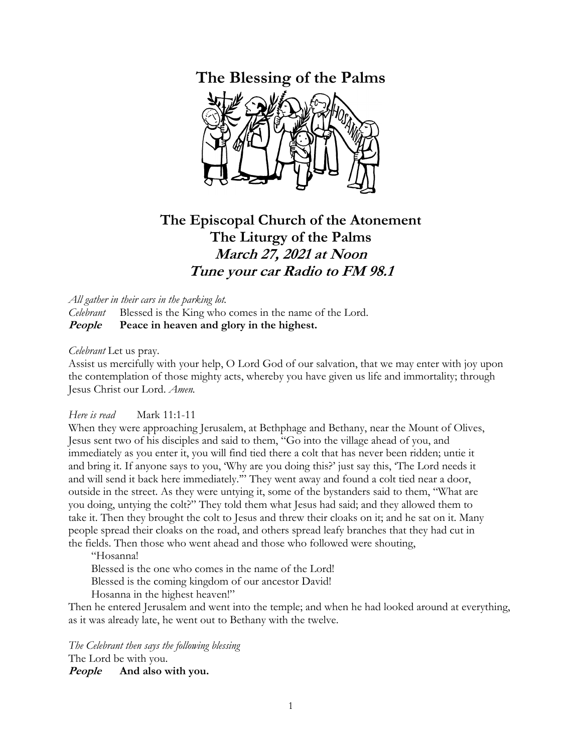# The Blessing of the Palms

## The Episcopal Church of the Atonement
## The Liturgy of the Palms
## *March 27, 2021 at Noon*
## *Tune your car Radio to FM 98.1*

*All gather in their cars in the parking lot.*

*Celebrant* Blessed is the King who comes in the name of the Lord.

***People*** **Peace in heaven and glory in the highest.**

*Celebrant* Let us pray.

Assist us mercifully with your help, O Lord God of our salvation, that we may enter with joy upon the contemplation of those mighty acts, whereby you have given us life and immortality; through Jesus Christ our Lord. *Amen.*

*Here is read* Mark 11:1-11

When they were approaching Jerusalem, at Bethphage and Bethany, near the Mount of Olives, Jesus sent two of his disciples and said to them, "Go into the village ahead of you, and immediately as you enter it, you will find tied there a colt that has never been ridden; untie it and bring it. If anyone says to you, 'Why are you doing this?' just say this, 'The Lord needs it and will send it back here immediately.'" They went away and found a colt tied near a door, outside in the street. As they were untying it, some of the bystanders said to them, "What are you doing, untying the colt?" They told them what Jesus had said; and they allowed them to take it. Then they brought the colt to Jesus and threw their cloaks on it; and he sat on it. Many people spread their cloaks on the road, and others spread leafy branches that they had cut in the fields. Then those who went ahead and those who followed were shouting,

"Hosanna!
Blessed is the one who comes in the name of the Lord!
Blessed is the coming kingdom of our ancestor David!
Hosanna in the highest heaven!"

Then he entered Jerusalem and went into the temple; and when he had looked around at everything, as it was already late, he went out to Bethany with the twelve.

*The Celebrant then says the following blessing*

The Lord be with you.

***People*** **And also with you.**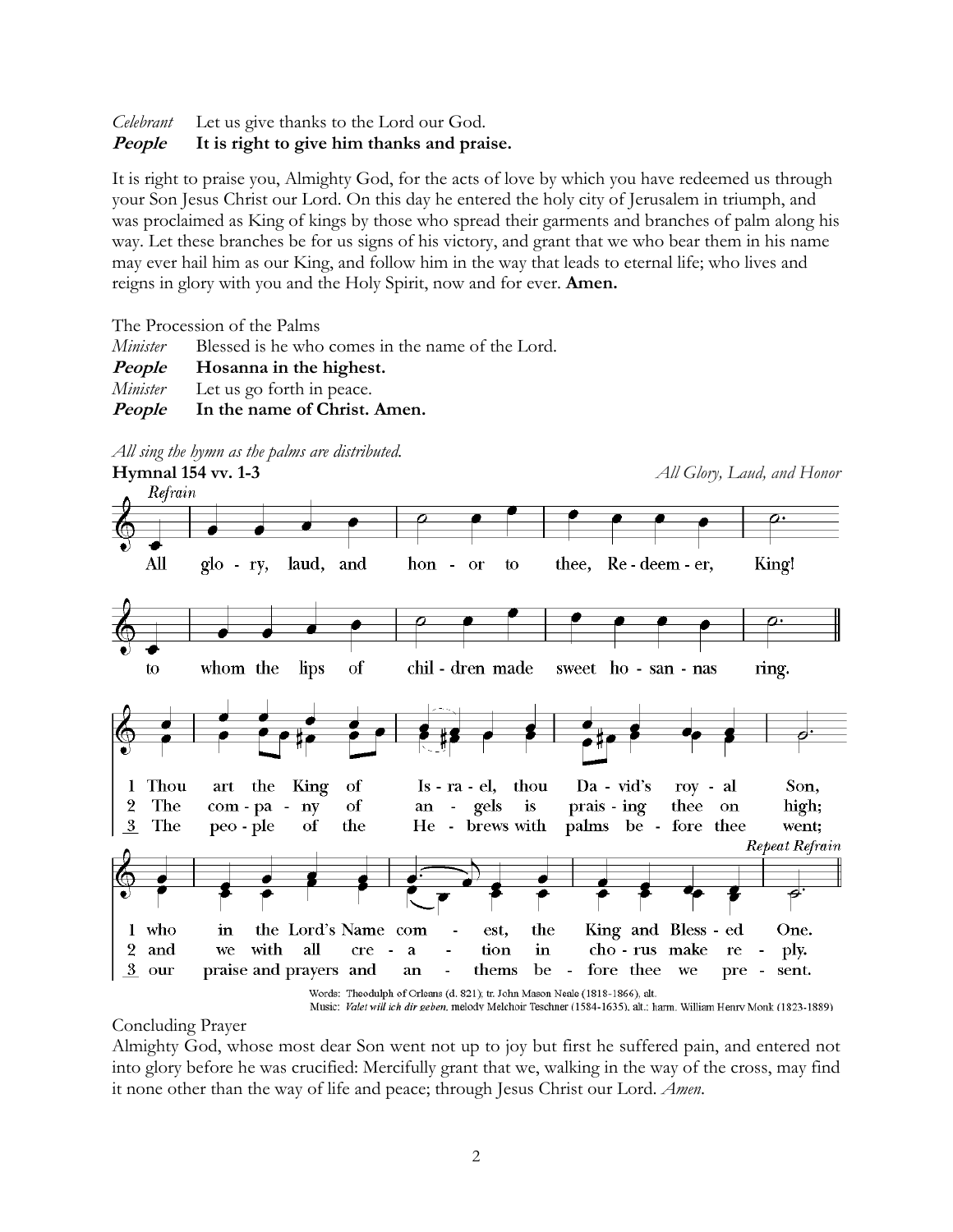*Celebrant* Let us give thanks to the Lord our God.
***People*** **It is right to give him thanks and praise.**

It is right to praise you, Almighty God, for the acts of love by which you have redeemed us through your Son Jesus Christ our Lord. On this day he entered the holy city of Jerusalem in triumph, and was proclaimed as King of kings by those who spread their garments and branches of palm along his way. Let these branches be for us signs of his victory, and grant that we who bear them in his name may ever hail him as our King, and follow him in the way that leads to eternal life; who lives and reigns in glory with you and the Holy Spirit, now and for ever. **Amen.**

The Procession of the Palms
*Minister* Blessed is he who comes in the name of the Lord.
***People*** **Hosanna in the highest.**
*Minister* Let us go forth in peace.
***People*** **In the name of Christ. Amen.**

*All sing the hymn as the palms are distributed.*

**Hymnal 154 vv. 1-3** *All Glory, Laud, and Honor*

*Refrain*

All glory, laud, and honor to thee, Redeemer, King!
to whom the lips of children made sweet hosannas ring.

1 Thou art the King of Israel, thou David's royal Son,
who in the Lord's Name comest, the King and Blessed One.

2 The company of angels is praising thee on high;
and we with all creation in chorus make reply.

3 The people of the Hebrews with palms before thee went;
our praise and prayers and anthems before thee we present.

*Repeat Refrain*

Words: Theodulph of Orleans (d. 821); tr. John Mason Neale (1818-1866), alt.
Music: *Valet will ich dir geben*, melody Melchoir Teschner (1584-1635), alt.; harm. William Henry Monk (1823-1889)

Concluding Prayer
Almighty God, whose most dear Son went not up to joy but first he suffered pain, and entered not into glory before he was crucified: Mercifully grant that we, walking in the way of the cross, may find it none other than the way of life and peace; through Jesus Christ our Lord. *Amen.*